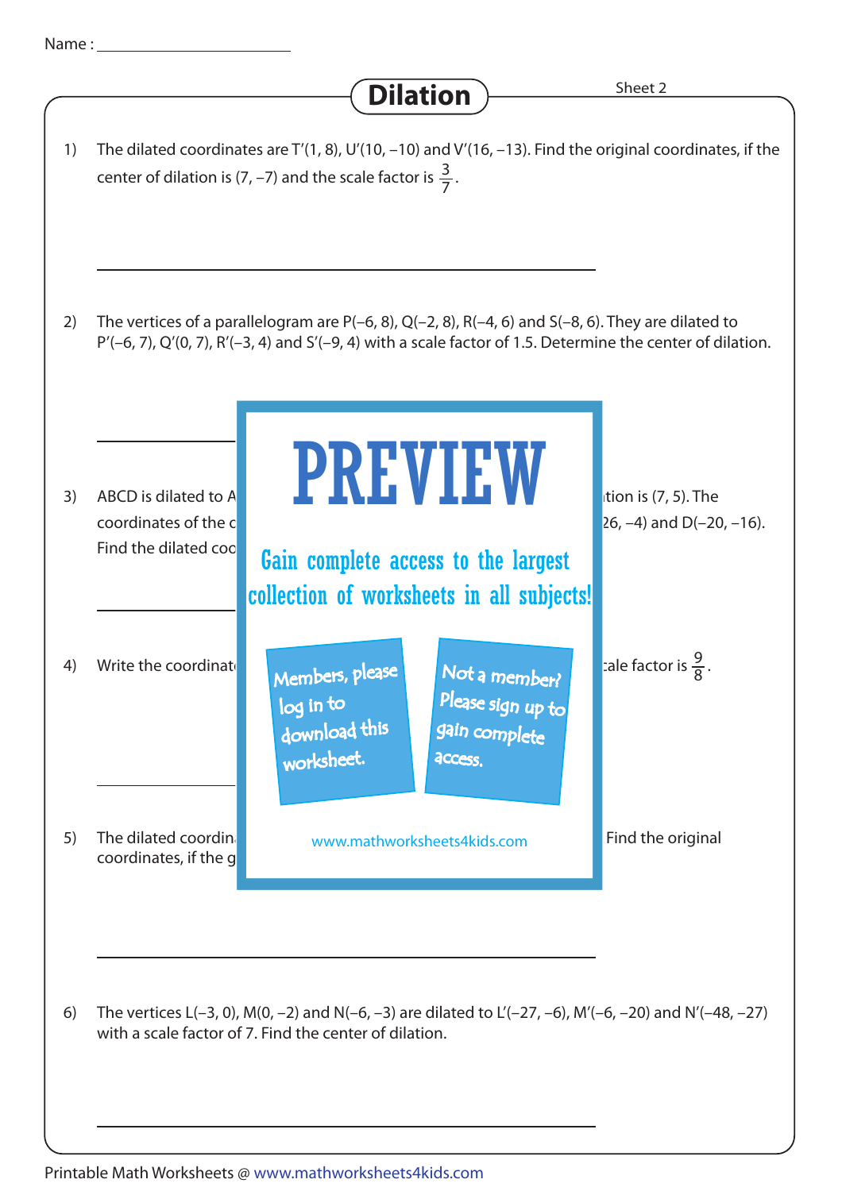Name : ____________________

# Dilation

Sheet 2

1) The dilated coordinates are T′(1, 8), U′(10, –10) and V′(16, –13). Find the original coordinates, if the center of dilation is (7, –7) and the scale factor is $\frac{3}{7}$.

______________________________

2) The vertices of a parallelogram are P(–6, 8), Q(–2, 8), R(–4, 6) and S(–8, 6). They are dilated to P′(–6, 7), Q′(0, 7), R′(–3, 4) and S′(–9, 4) with a scale factor of 1.5. Determine the center of dilation.

______________________________

3) ABCD is dilated to A ... tion is (7, 5). The coordinates of the c ... 26, –4) and D(–20, –16). Find the dilated coo ...

______________________________

4) Write the coordinat ... cale factor is $\frac{9}{8}$.

______________________________

5) The dilated coordin ... Find the original coordinates, if the g ...

**PREVIEW**

Gain complete access to the largest collection of worksheets in all subjects!

Members, please log in to download this worksheet.

Not a member? Please sign up to gain complete access.

www.mathworksheets4kids.com

______________________________

6) The vertices L(–3, 0), M(0, –2) and N(–6, –3) are dilated to L′(–27, –6), M′(–6, –20) and N′(–48, –27) with a scale factor of 7. Find the center of dilation.

______________________________

Printable Math Worksheets @ www.mathworksheets4kids.com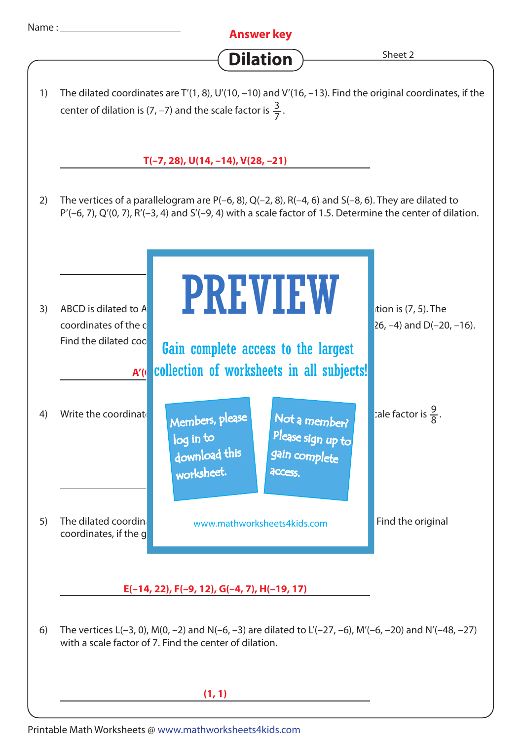Name : ____________________

**Answer key**

# Dilation

Sheet 2

1) The dilated coordinates are T′(1, 8), U′(10, –10) and V′(16, –13). Find the original coordinates, if the center of dilation is (7, –7) and the scale factor is $\frac{3}{7}$.

**T(–7, 28), U(14, –14), V(28, –21)**

2) The vertices of a parallelogram are P(–6, 8), Q(–2, 8), R(–4, 6) and S(–8, 6). They are dilated to P′(–6, 7), Q′(0, 7), R′(–3, 4) and S′(–9, 4) with a scale factor of 1.5. Determine the center of dilation.

3) ABCD is dilated to A ... ation is (7, 5). The coordinates of the c ... 26, –4) and D(–20, –16). Find the dilated coo

**A′(**

PREVIEW

Gain complete access to the largest collection of worksheets in all subjects!

Members, please log in to download this worksheet.

Not a member? Please sign up to gain complete access.

www.mathworksheets4kids.com

4) Write the coordinat ... cale factor is $\frac{9}{8}$.

5) The dilated coordin ... Find the original coordinates, if the g

**E(–14, 22), F(–9, 12), G(–4, 7), H(–19, 17)**

6) The vertices L(–3, 0), M(0, –2) and N(–6, –3) are dilated to L′(–27, –6), M′(–6, –20) and N′(–48, –27) with a scale factor of 7. Find the center of dilation.

**(1, 1)**

Printable Math Worksheets @ www.mathworksheets4kids.com